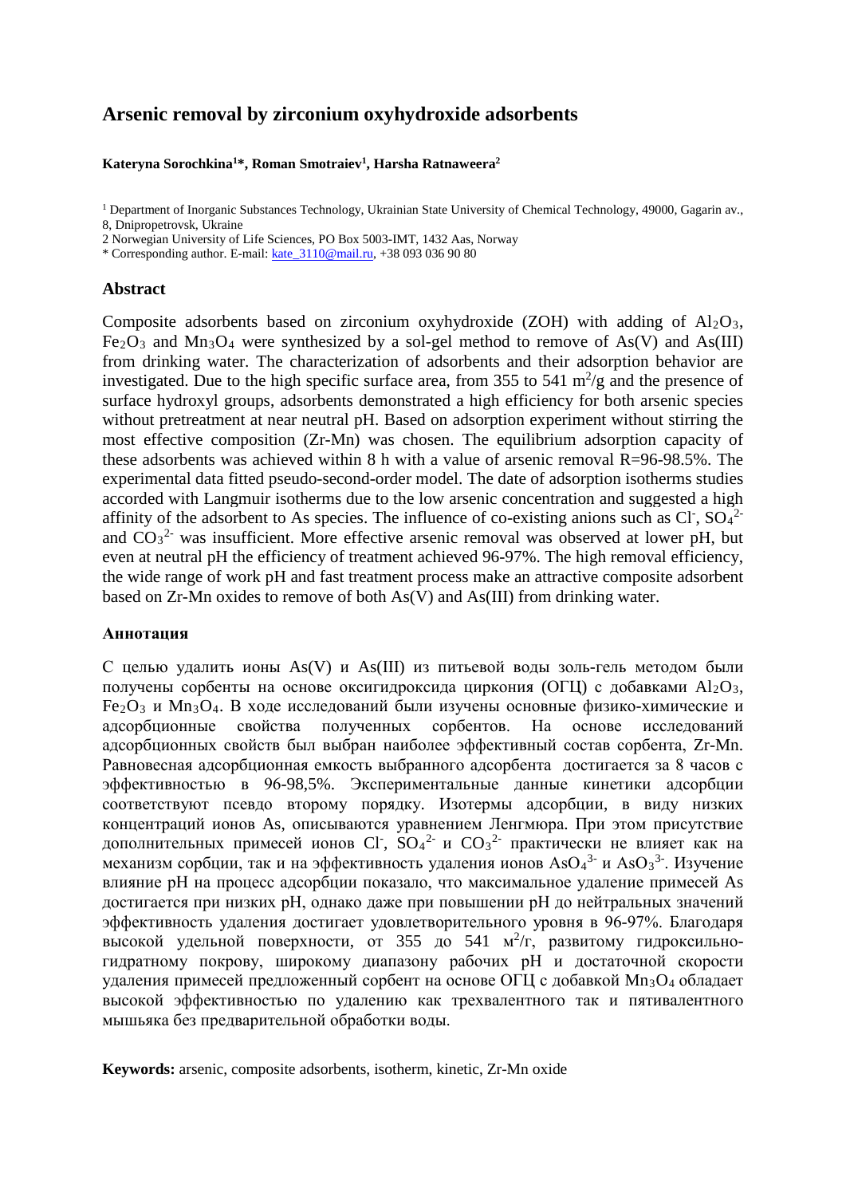# Arsenic removal by zirconium oxyhydroxide adsorbents

**Kateryna Sorochkina[1]*, Roman Smotraiev[1], Harsha Ratnaweera[2]**

[1] Department of Inorganic Substances Technology, Ukrainian State University of Chemical Technology, 49000, Gagarin av., 8, Dnipropetrovsk, Ukraine

2 Norwegian University of Life Sciences, PO Box 5003-IMT, 1432 Aas, Norway

* Corresponding author. E-mail: kate_3110@mail.ru, +38 093 036 90 80

## Abstract

Composite adsorbents based on zirconium oxyhydroxide (ZOH) with adding of $Al_2O_3$, $Fe_2O_3$ and $Mn_3O_4$ were synthesized by a sol-gel method to remove of As(V) and As(III) from drinking water. The characterization of adsorbents and their adsorption behavior are investigated. Due to the high specific surface area, from 355 to 541 $m^2$/g and the presence of surface hydroxyl groups, adsorbents demonstrated a high efficiency for both arsenic species without pretreatment at near neutral pH. Based on adsorption experiment without stirring the most effective composition (Zr-Mn) was chosen. The equilibrium adsorption capacity of these adsorbents was achieved within 8 h with a value of arsenic removal R=96-98.5%. The experimental data fitted pseudo-second-order model. The date of adsorption isotherms studies accorded with Langmuir isotherms due to the low arsenic concentration and suggested a high affinity of the adsorbent to As species. The influence of co-existing anions such as $Cl^-$, $SO_4^{2-}$ and $CO_3^{2-}$ was insufficient. More effective arsenic removal was observed at lower pH, but even at neutral pH the efficiency of treatment achieved 96-97%. The high removal efficiency, the wide range of work pH and fast treatment process make an attractive composite adsorbent based on Zr-Mn oxides to remove of both As(V) and As(III) from drinking water.

## Аннотация

С целью удалить ионы As(V) и As(III) из питьевой воды золь-гель методом были получены сорбенты на основе оксигидроксида циркония (ОГЦ) с добавками $Al_2O_3$, $Fe_2O_3$ и $Mn_3O_4$. В ходе исследований были изучены основные физико-химические и адсорбционные свойства полученных сорбентов. На основе исследований адсорбционных свойств был выбран наиболее эффективный состав сорбента, Zr-Mn. Равновесная адсорбционная емкость выбранного адсорбента достигается за 8 часов с эффективностью в 96-98,5%. Экспериментальные данные кинетики адсорбции соответствуют псевдо второму порядку. Изотермы адсорбции, в виду низких концентраций ионов As, описываются уравнением Ленгмюра. При этом присутствие дополнительных примесей ионов $Cl^-$, $SO_4^{2-}$ и $CO_3^{2-}$ практически не влияет как на механизм сорбции, так и на эффективность удаления ионов $AsO_4^{3-}$ и $AsO_3^{3-}$. Изучение влияние pH на процесс адсорбции показало, что максимальное удаление примесей As достигается при низких pH, однако даже при повышении pH до нейтральных значений эффективность удаления достигает удовлетворительного уровня в 96-97%. Благодаря высокой удельной поверхности, от 355 до 541 $м^2$/г, развитому гидроксильно-гидратному покрову, широкому диапазону рабочих pH и достаточной скорости удаления примесей предложенный сорбент на основе ОГЦ с добавкой $Mn_3O_4$ обладает высокой эффективностью по удалению как трехвалентного так и пятивалентного мышьяка без предварительной обработки воды.

**Keywords:** arsenic, composite adsorbents, isotherm, kinetic, Zr-Mn oxide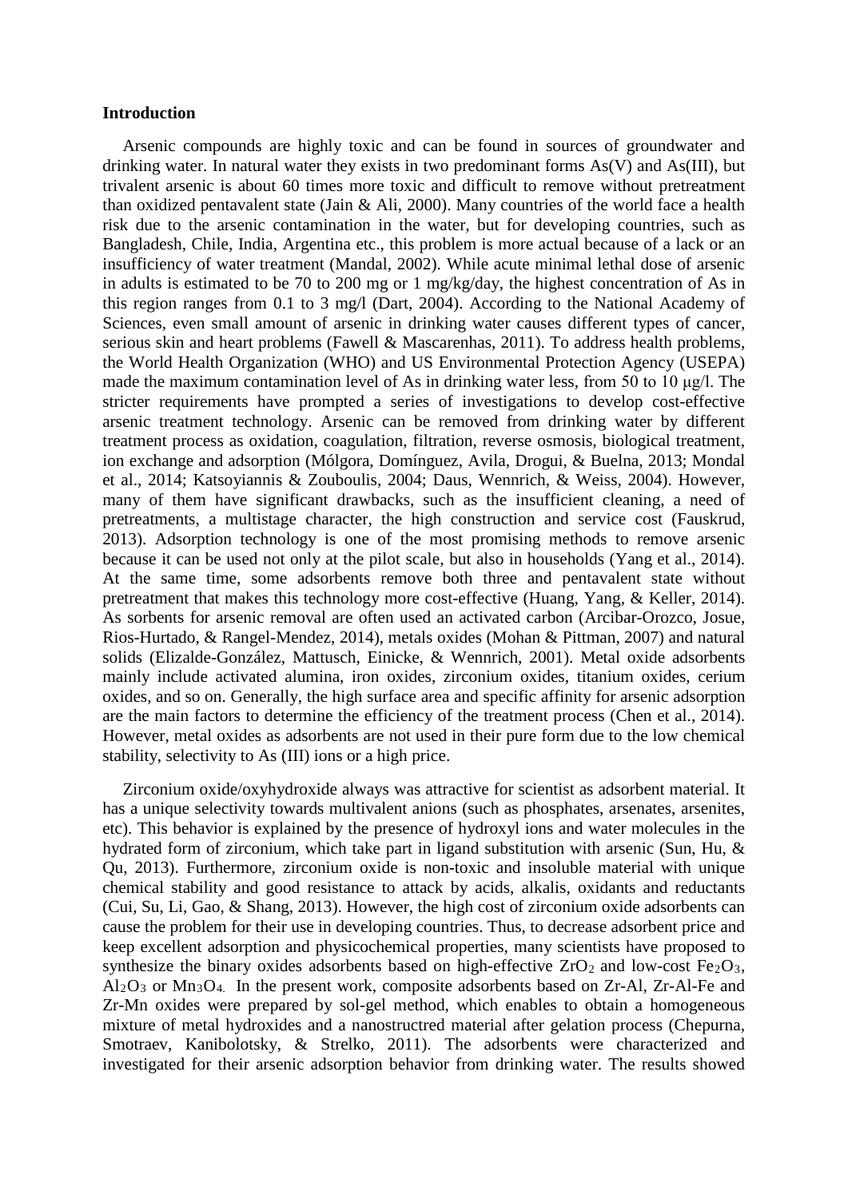**Introduction**

Arsenic compounds are highly toxic and can be found in sources of groundwater and drinking water. In natural water they exists in two predominant forms As(V) and As(III), but trivalent arsenic is about 60 times more toxic and difficult to remove without pretreatment than oxidized pentavalent state (Jain & Ali, 2000). Many countries of the world face a health risk due to the arsenic contamination in the water, but for developing countries, such as Bangladesh, Chile, India, Argentina etc., this problem is more actual because of a lack or an insufficiency of water treatment (Mandal, 2002). While acute minimal lethal dose of arsenic in adults is estimated to be 70 to 200 mg or 1 mg/kg/day, the highest concentration of As in this region ranges from 0.1 to 3 mg/l (Dart, 2004). According to the National Academy of Sciences, even small amount of arsenic in drinking water causes different types of cancer, serious skin and heart problems (Fawell & Mascarenhas, 2011). To address health problems, the World Health Organization (WHO) and US Environmental Protection Agency (USEPA) made the maximum contamination level of As in drinking water less, from 50 to 10 μg/l. The stricter requirements have prompted a series of investigations to develop cost-effective arsenic treatment technology. Arsenic can be removed from drinking water by different treatment process as oxidation, coagulation, filtration, reverse osmosis, biological treatment, ion exchange and adsorption (Mólgora, Domínguez, Avila, Drogui, & Buelna, 2013; Mondal et al., 2014; Katsoyiannis & Zouboulis, 2004; Daus, Wennrich, & Weiss, 2004). However, many of them have significant drawbacks, such as the insufficient cleaning, a need of pretreatments, a multistage character, the high construction and service cost (Fauskrud, 2013). Adsorption technology is one of the most promising methods to remove arsenic because it can be used not only at the pilot scale, but also in households (Yang et al., 2014). At the same time, some adsorbents remove both three and pentavalent state without pretreatment that makes this technology more cost-effective (Huang, Yang, & Keller, 2014). As sorbents for arsenic removal are often used an activated carbon (Arcibar-Orozco, Josue, Rios-Hurtado, & Rangel-Mendez, 2014), metals oxides (Mohan & Pittman, 2007) and natural solids (Elizalde-González, Mattusch, Einicke, & Wennrich, 2001). Metal oxide adsorbents mainly include activated alumina, iron oxides, zirconium oxides, titanium oxides, cerium oxides, and so on. Generally, the high surface area and specific affinity for arsenic adsorption are the main factors to determine the efficiency of the treatment process (Chen et al., 2014). However, metal oxides as adsorbents are not used in their pure form due to the low chemical stability, selectivity to As (III) ions or a high price.

Zirconium oxide/oxyhydroxide always was attractive for scientist as adsorbent material. It has a unique selectivity towards multivalent anions (such as phosphates, arsenates, arsenites, etc). This behavior is explained by the presence of hydroxyl ions and water molecules in the hydrated form of zirconium, which take part in ligand substitution with arsenic (Sun, Hu, & Qu, 2013). Furthermore, zirconium oxide is non-toxic and insoluble material with unique chemical stability and good resistance to attack by acids, alkalis, oxidants and reductants (Cui, Su, Li, Gao, & Shang, 2013). However, the high cost of zirconium oxide adsorbents can cause the problem for their use in developing countries. Thus, to decrease adsorbent price and keep excellent adsorption and physicochemical properties, many scientists have proposed to synthesize the binary oxides adsorbents based on high-effective $ZrO_2$ and low-cost $Fe_2O_3$, $Al_2O_3$ or $Mn_3O_4$. In the present work, composite adsorbents based on Zr-Al, Zr-Al-Fe and Zr-Mn oxides were prepared by sol-gel method, which enables to obtain a homogeneous mixture of metal hydroxides and a nanostructred material after gelation process (Chepurna, Smotraev, Kanibolotsky, & Strelko, 2011). The adsorbents were characterized and investigated for their arsenic adsorption behavior from drinking water. The results showed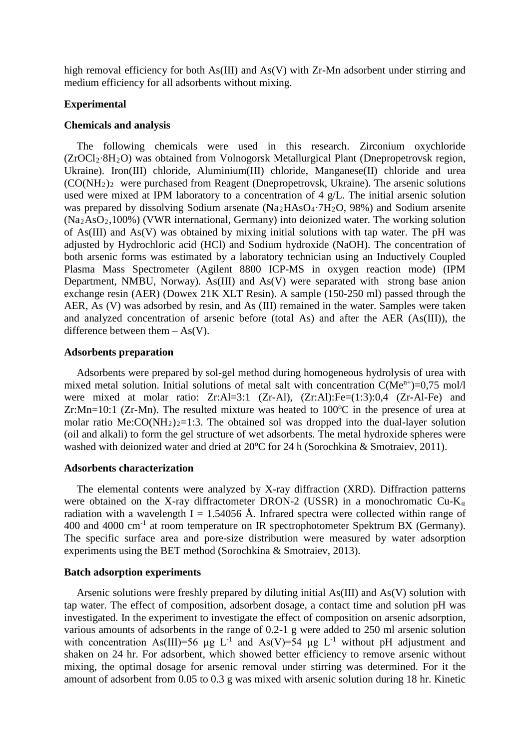high removal efficiency for both As(III) and As(V) with Zr-Mn adsorbent under stirring and medium efficiency for all adsorbents without mixing.

## Experimental

### Chemicals and analysis

The following chemicals were used in this research. Zirconium oxychloride ($ZrOCl_2 \cdot 8H_2O$) was obtained from Volnogorsk Metallurgical Plant (Dnepropetrovsk region, Ukraine). Iron(III) chloride, Aluminium(III) chloride, Manganese(II) chloride and urea ($CO(NH_2)_2$) were purchased from Reagent (Dnepropetrovsk, Ukraine). The arsenic solutions used were mixed at IPM laboratory to a concentration of 4 g/L. The initial arsenic solution was prepared by dissolving Sodium arsenate ($Na_2HAsO_4 \cdot 7H_2O$, 98%) and Sodium arsenite ($Na_2AsO_2$,100%) (VWR international, Germany) into deionized water. The working solution of As(III) and As(V) was obtained by mixing initial solutions with tap water. The pH was adjusted by Hydrochloric acid (HCl) and Sodium hydroxide (NaOH). The concentration of both arsenic forms was estimated by a laboratory technician using an Inductively Coupled Plasma Mass Spectrometer (Agilent 8800 ICP-MS in oxygen reaction mode) (IPM Department, NMBU, Norway). As(III) and As(V) were separated with strong base anion exchange resin (AER) (Dowex 21K XLT Resin). A sample (150-250 ml) passed through the AER, As (V) was adsorbed by resin, and As (III) remained in the water. Samples were taken and analyzed concentration of arsenic before (total As) and after the AER (As(III)), the difference between them – As(V).

### Adsorbents preparation

Adsorbents were prepared by sol-gel method during homogeneous hydrolysis of urea with mixed metal solution. Initial solutions of metal salt with concentration $C(Me^{n+})$=0,75 mol/l were mixed at molar ratio: Zr:Al=3:1 (Zr-Al), (Zr:Al):Fe=(1:3):0,4 (Zr-Al-Fe) and Zr:Mn=10:1 (Zr-Mn). The resulted mixture was heated to 100°C in the presence of urea at molar ratio Me:$CO(NH_2)_2$=1:3. The obtained sol was dropped into the dual-layer solution (oil and alkali) to form the gel structure of wet adsorbents. The metal hydroxide spheres were washed with deionized water and dried at 20°C for 24 h (Sorochkina & Smotraiev, 2011).

### Adsorbents characterization

The elemental contents were analyzed by X-ray diffraction (XRD). Diffraction patterns were obtained on the X-ray diffractometer DRON-2 (USSR) in a monochromatic Cu-$K_{\alpha}$ radiation with a wavelength I = 1.54056 Å. Infrared spectra were collected within range of 400 and 4000 $cm^{-1}$ at room temperature on IR spectrophotometer Spektrum BX (Germany). The specific surface area and pore-size distribution were measured by water adsorption experiments using the BET method (Sorochkina & Smotraiev, 2013).

### Batch adsorption experiments

Arsenic solutions were freshly prepared by diluting initial As(III) and As(V) solution with tap water. The effect of composition, adsorbent dosage, a contact time and solution pH was investigated. In the experiment to investigate the effect of composition on arsenic adsorption, various amounts of adsorbents in the range of 0.2-1 g were added to 250 ml arsenic solution with concentration As(III)=56 μg $L^{-1}$ and As(V)=54 μg $L^{-1}$ without pH adjustment and shaken on 24 hr. For adsorbent, which showed better efficiency to remove arsenic without mixing, the optimal dosage for arsenic removal under stirring was determined. For it the amount of adsorbent from 0.05 to 0.3 g was mixed with arsenic solution during 18 hr. Kinetic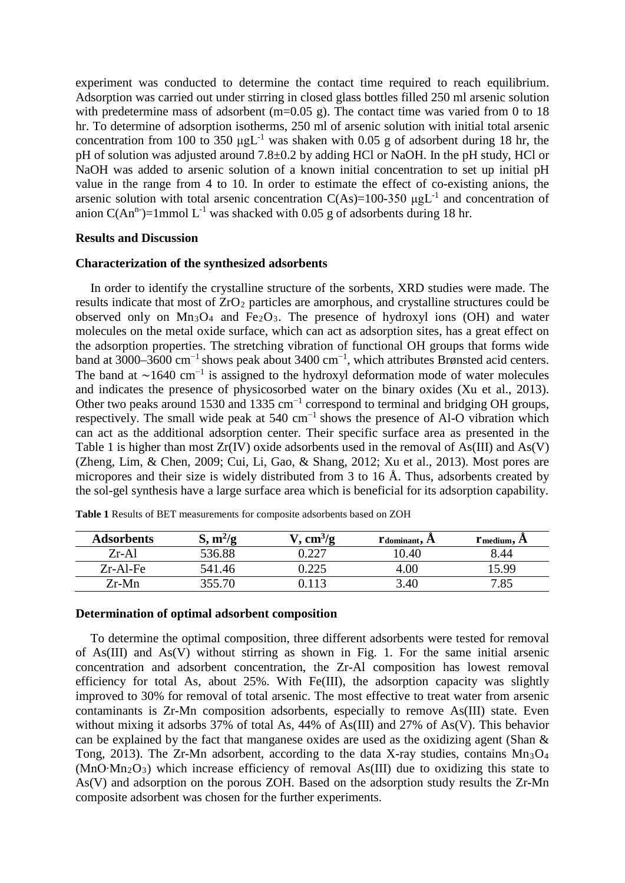experiment was conducted to determine the contact time required to reach equilibrium. Adsorption was carried out under stirring in closed glass bottles filled 250 ml arsenic solution with predetermine mass of adsorbent (m=0.05 g). The contact time was varied from 0 to 18 hr. To determine of adsorption isotherms, 250 ml of arsenic solution with initial total arsenic concentration from 100 to 350 $\mu gL^{-1}$ was shaken with 0.05 g of adsorbent during 18 hr, the pH of solution was adjusted around 7.8±0.2 by adding HCl or NaOH. In the pH study, HCl or NaOH was added to arsenic solution of a known initial concentration to set up initial pH value in the range from 4 to 10. In order to estimate the effect of co-existing anions, the arsenic solution with total arsenic concentration C(As)=100-350 $\mu gL^{-1}$ and concentration of anion $C(An^{n-})$=1mmol $L^{-1}$ was shacked with 0.05 g of adsorbents during 18 hr.

**Results and Discussion**

**Characterization of the synthesized adsorbents**

In order to identify the crystalline structure of the sorbents, XRD studies were made. The results indicate that most of $ZrO_2$ particles are amorphous, and crystalline structures could be observed only on $Mn_3O_4$ and $Fe_2O_3$. The presence of hydroxyl ions (OH) and water molecules on the metal oxide surface, which can act as adsorption sites, has a great effect on the adsorption properties. The stretching vibration of functional OH groups that forms wide band at 3000–3600 $cm^{-1}$ shows peak about 3400 $cm^{-1}$, which attributes Brønsted acid centers. The band at ∼1640 $cm^{-1}$ is assigned to the hydroxyl deformation mode of water molecules and indicates the presence of physicosorbed water on the binary oxides (Xu et al., 2013). Other two peaks around 1530 and 1335 $cm^{-1}$ correspond to terminal and bridging OH groups, respectively. The small wide peak at 540 $cm^{-1}$ shows the presence of Al-O vibration which can act as the additional adsorption center. Their specific surface area as presented in the Table 1 is higher than most Zr(IV) oxide adsorbents used in the removal of As(III) and As(V) (Zheng, Lim, & Chen, 2009; Cui, Li, Gao, & Shang, 2012; Xu et al., 2013). Most pores are micropores and their size is widely distributed from 3 to 16 Å. Thus, adsorbents created by the sol-gel synthesis have a large surface area which is beneficial for its adsorption capability.

**Table 1** Results of BET measurements for composite adsorbents based on ZOH

| Adsorbents | S, $m^2/g$ | V, $cm^3/g$ | $r_{dominant}$, Å | $r_{medium}$, Å |
|---|---|---|---|---|
| Zr-Al | 536.88 | 0.227 | 10.40 | 8.44 |
| Zr-Al-Fe | 541.46 | 0.225 | 4.00 | 15.99 |
| Zr-Mn | 355.70 | 0.113 | 3.40 | 7.85 |

**Determination of optimal adsorbent composition**

To determine the optimal composition, three different adsorbents were tested for removal of As(III) and As(V) without stirring as shown in Fig. 1. For the same initial arsenic concentration and adsorbent concentration, the Zr-Al composition has lowest removal efficiency for total As, about 25%. With Fe(III), the adsorption capacity was slightly improved to 30% for removal of total arsenic. The most effective to treat water from arsenic contaminants is Zr-Mn composition adsorbents, especially to remove As(III) state. Even without mixing it adsorbs 37% of total As, 44% of As(III) and 27% of As(V). This behavior can be explained by the fact that manganese oxides are used as the oxidizing agent (Shan & Tong, 2013). The Zr-Mn adsorbent, according to the data X-ray studies, contains $Mn_3O_4$ ($MnO{\cdot}Mn_2O_3$) which increase efficiency of removal As(III) due to oxidizing this state to As(V) and adsorption on the porous ZOH. Based on the adsorption study results the Zr-Mn composite adsorbent was chosen for the further experiments.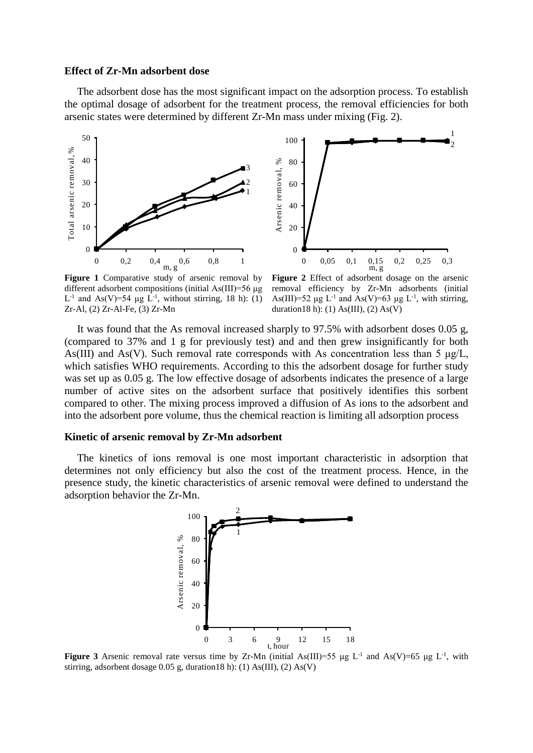### Effect of Zr-Mn adsorbent dose

The adsorbent dose has the most significant impact on the adsorption process. To establish the optimal dosage of adsorbent for the treatment process, the removal efficiencies for both arsenic states were determined by different Zr-Mn mass under mixing (Fig. 2).

**Figure 1** Comparative study of arsenic removal by different adsorbent compositions (initial As(III)=56 μg $L^{-1}$ and As(V)=54 μg $L^{-1}$, without stirring, 18 h): (1) Zr-Al, (2) Zr-Al-Fe, (3) Zr-Mn

**Figure 2** Effect of adsorbent dosage on the arsenic removal efficiency by Zr-Mn adsorbents (initial As(III)=52 μg $L^{-1}$ and As(V)=63 μg $L^{-1}$, with stirring, duration18 h): (1) As(III), (2) As(V)

It was found that the As removal increased sharply to 97.5% with adsorbent doses 0.05 g, (compared to 37% and 1 g for previously test) and and then grew insignificantly for both As(III) and As(V). Such removal rate corresponds with As concentration less than 5 μg/L, which satisfies WHO requirements. According to this the adsorbent dosage for further study was set up as 0.05 g. The low effective dosage of adsorbents indicates the presence of a large number of active sites on the adsorbent surface that positively identifies this sorbent compared to other. The mixing process improved a diffusion of As ions to the adsorbent and into the adsorbent pore volume, thus the chemical reaction is limiting all adsorption process

### Kinetic of arsenic removal by Zr-Mn adsorbent

The kinetics of ions removal is one most important characteristic in adsorption that determines not only efficiency but also the cost of the treatment process. Hence, in the presence study, the kinetic characteristics of arsenic removal were defined to understand the adsorption behavior the Zr-Mn.

**Figure 3** Arsenic removal rate versus time by Zr-Mn (initial As(III)=55 μg $L^{-1}$ and As(V)=65 μg $L^{-1}$, with stirring, adsorbent dosage 0.05 g, duration18 h): (1) As(III), (2) As(V)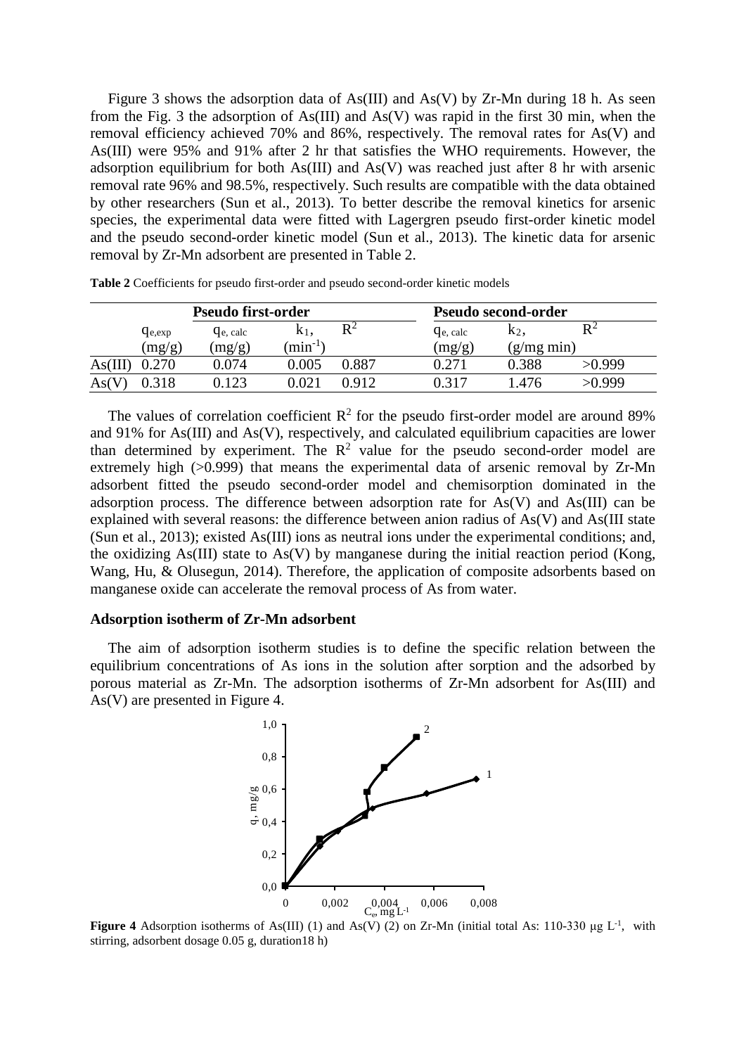Figure 3 shows the adsorption data of As(III) and As(V) by Zr-Mn during 18 h. As seen from the Fig. 3 the adsorption of As(III) and As(V) was rapid in the first 30 min, when the removal efficiency achieved 70% and 86%, respectively. The removal rates for As(V) and As(III) were 95% and 91% after 2 hr that satisfies the WHO requirements. However, the adsorption equilibrium for both As(III) and As(V) was reached just after 8 hr with arsenic removal rate 96% and 98.5%, respectively. Such results are compatible with the data obtained by other researchers (Sun et al., 2013). To better describe the removal kinetics for arsenic species, the experimental data were fitted with Lagergren pseudo first-order kinetic model and the pseudo second-order kinetic model (Sun et al., 2013). The kinetic data for arsenic removal by Zr-Mn adsorbent are presented in Table 2.

**Table 2** Coefficients for pseudo first-order and pseudo second-order kinetic models

| | | **Pseudo first-order** | | | **Pseudo second-order** | | |
|---|---|---|---|---|---|---|---|
| | $q_{e,exp}$ (mg/g) | $q_{e,\ calc}$ (mg/g) | $k_1$, ($min^{-1}$) | $R^2$ | $q_{e,\ calc}$ (mg/g) | $k_2$, (g/mg min) | $R^2$ |
| As(III) | 0.270 | 0.074 | 0.005 | 0.887 | 0.271 | 0.388 | >0.999 |
| As(V) | 0.318 | 0.123 | 0.021 | 0.912 | 0.317 | 1.476 | >0.999 |

The values of correlation coefficient $R^2$ for the pseudo first-order model are around 89% and 91% for As(III) and As(V), respectively, and calculated equilibrium capacities are lower than determined by experiment. The $R^2$ value for the pseudo second-order model are extremely high (>0.999) that means the experimental data of arsenic removal by Zr-Mn adsorbent fitted the pseudo second-order model and chemisorption dominated in the adsorption process. The difference between adsorption rate for As(V) and As(III) can be explained with several reasons: the difference between anion radius of As(V) and As(III state (Sun et al., 2013); existed As(III) ions as neutral ions under the experimental conditions; and, the oxidizing As(III) state to As(V) by manganese during the initial reaction period (Kong, Wang, Hu, & Olusegun, 2014). Therefore, the application of composite adsorbents based on manganese oxide can accelerate the removal process of As from water.

## Adsorption isotherm of Zr-Mn adsorbent

The aim of adsorption isotherm studies is to define the specific relation between the equilibrium concentrations of As ions in the solution after sorption and the adsorbed by porous material as Zr-Mn. The adsorption isotherms of Zr-Mn adsorbent for As(III) and As(V) are presented in Figure 4.

**Figure 4** Adsorption isotherms of As(III) (1) and As(V) (2) on Zr-Mn (initial total As: 110-330 μg $L^{-1}$, with stirring, adsorbent dosage 0.05 g, duration18 h)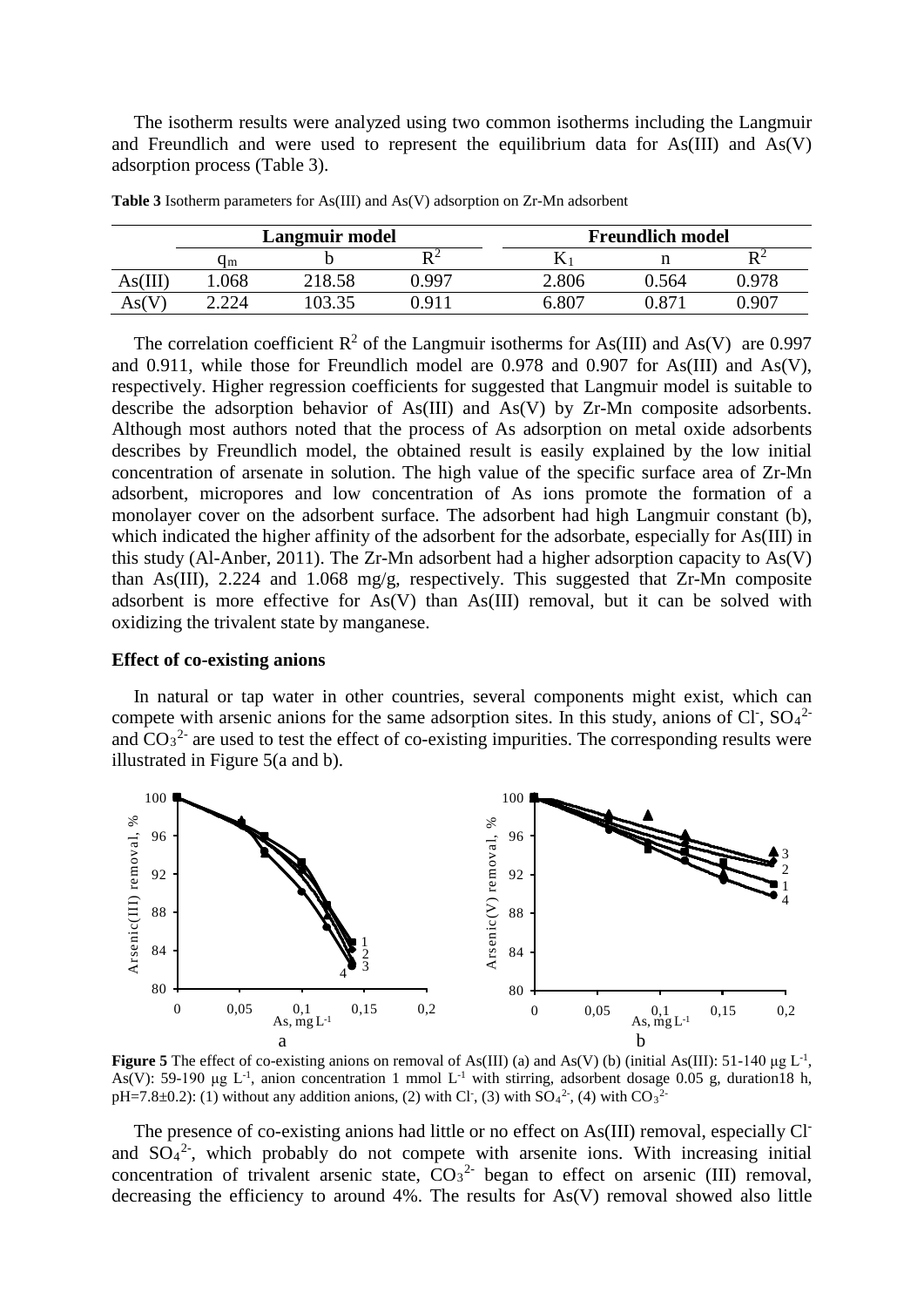The isotherm results were analyzed using two common isotherms including the Langmuir and Freundlich and were used to represent the equilibrium data for As(III) and As(V) adsorption process (Table 3).

**Table 3** Isotherm parameters for As(III) and As(V) adsorption on Zr-Mn adsorbent

| | Langmuir model | | | Freundlich model | | |
|---|---|---|---|---|---|---|
| | $q_m$ | b | $R^2$ | $K_1$ | n | $R^2$ |
| As(III) | 1.068 | 218.58 | 0.997 | 2.806 | 0.564 | 0.978 |
| As(V) | 2.224 | 103.35 | 0.911 | 6.807 | 0.871 | 0.907 |

The correlation coefficient $R^2$ of the Langmuir isotherms for As(III) and As(V) are 0.997 and 0.911, while those for Freundlich model are 0.978 and 0.907 for As(III) and As(V), respectively. Higher regression coefficients for suggested that Langmuir model is suitable to describe the adsorption behavior of As(III) and As(V) by Zr-Mn composite adsorbents. Although most authors noted that the process of As adsorption on metal oxide adsorbents describes by Freundlich model, the obtained result is easily explained by the low initial concentration of arsenate in solution. The high value of the specific surface area of Zr-Mn adsorbent, micropores and low concentration of As ions promote the formation of a monolayer cover on the adsorbent surface. The adsorbent had high Langmuir constant (b), which indicated the higher affinity of the adsorbent for the adsorbate, especially for As(III) in this study (Al-Anber, 2011). The Zr-Mn adsorbent had a higher adsorption capacity to As(V) than As(III), 2.224 and 1.068 mg/g, respectively. This suggested that Zr-Mn composite adsorbent is more effective for As(V) than As(III) removal, but it can be solved with oxidizing the trivalent state by manganese.

### Effect of co-existing anions

In natural or tap water in other countries, several components might exist, which can compete with arsenic anions for the same adsorption sites. In this study, anions of $Cl^-$, $SO_4^{2-}$ and $CO_3^{2-}$ are used to test the effect of co-existing impurities. The corresponding results were illustrated in Figure 5(a and b).

**Figure 5** The effect of co-existing anions on removal of As(III) (a) and As(V) (b) (initial As(III): 51-140 μg $L^{-1}$, As(V): 59-190 μg $L^{-1}$, anion concentration 1 mmol $L^{-1}$ with stirring, adsorbent dosage 0.05 g, duration18 h, pH=7.8±0.2): (1) without any addition anions, (2) with $Cl^-$, (3) with $SO_4^{2-}$, (4) with $CO_3^{2-}$

The presence of co-existing anions had little or no effect on As(III) removal, especially $Cl^-$ and $SO_4^{2-}$, which probably do not compete with arsenite ions. With increasing initial concentration of trivalent arsenic state, $CO_3^{2-}$ began to effect on arsenic (III) removal, decreasing the efficiency to around 4%. The results for As(V) removal showed also little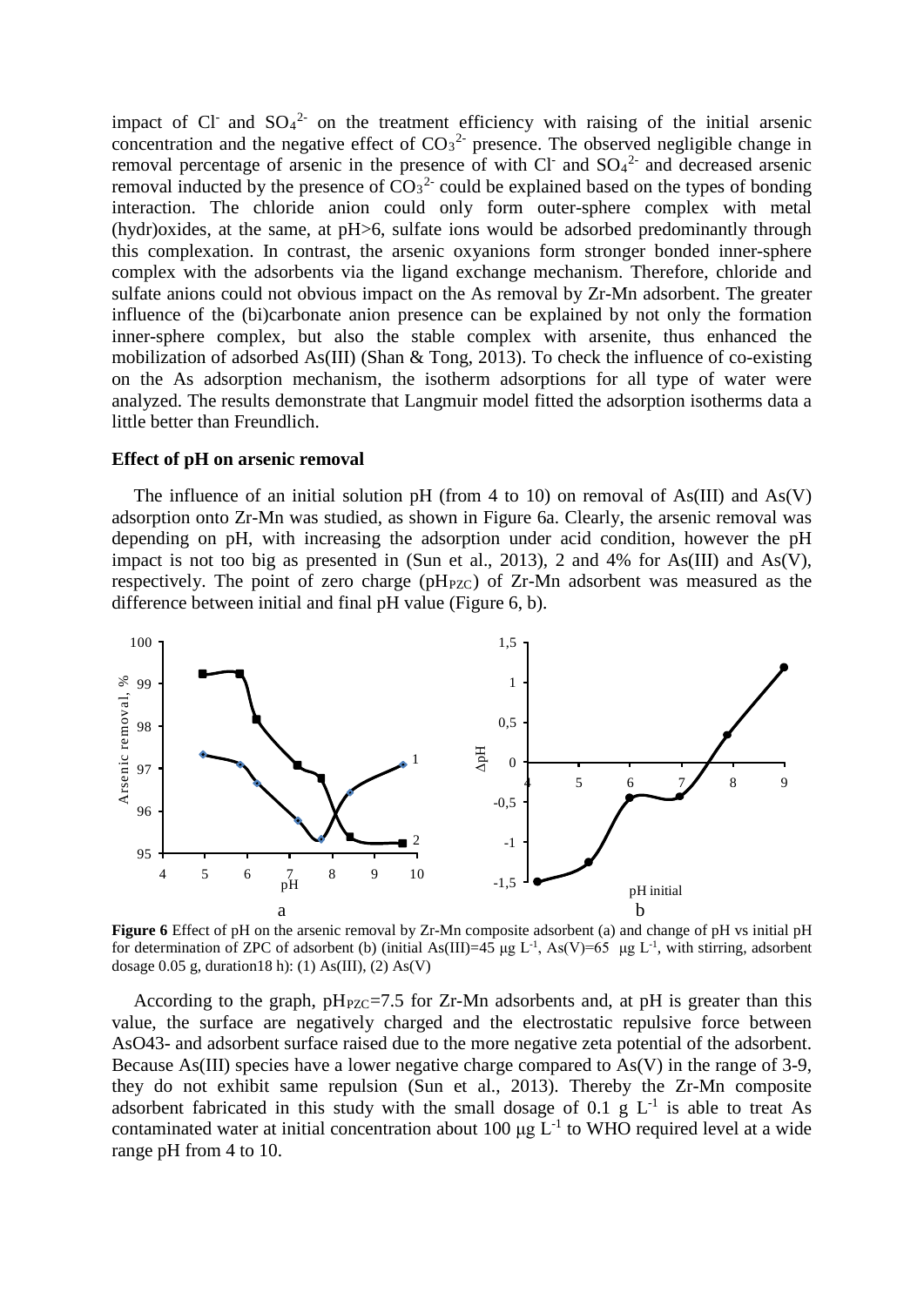impact of $Cl^-$ and $SO_4^{2-}$ on the treatment efficiency with raising of the initial arsenic concentration and the negative effect of $CO_3^{2-}$ presence. The observed negligible change in removal percentage of arsenic in the presence of with $Cl^-$ and $SO_4^{2-}$ and decreased arsenic removal inducted by the presence of $CO_3^{2-}$ could be explained based on the types of bonding interaction. The chloride anion could only form outer-sphere complex with metal (hydr)oxides, at the same, at pH>6, sulfate ions would be adsorbed predominantly through this complexation. In contrast, the arsenic oxyanions form stronger bonded inner-sphere complex with the adsorbents via the ligand exchange mechanism. Therefore, chloride and sulfate anions could not obvious impact on the As removal by Zr-Mn adsorbent. The greater influence of the (bi)carbonate anion presence can be explained by not only the formation inner-sphere complex, but also the stable complex with arsenite, thus enhanced the mobilization of adsorbed As(III) (Shan & Tong, 2013). To check the influence of co-existing on the As adsorption mechanism, the isotherm adsorptions for all type of water were analyzed. The results demonstrate that Langmuir model fitted the adsorption isotherms data a little better than Freundlich.

**Effect of pH on arsenic removal**

The influence of an initial solution pH (from 4 to 10) on removal of As(III) and As(V) adsorption onto Zr-Mn was studied, as shown in Figure 6a. Clearly, the arsenic removal was depending on pH, with increasing the adsorption under acid condition, however the pH impact is not too big as presented in (Sun et al., 2013), 2 and 4% for As(III) and As(V), respectively. The point of zero charge ($pH_{PZC}$) of Zr-Mn adsorbent was measured as the difference between initial and final pH value (Figure 6, b).

**Figure 6** Effect of pH on the arsenic removal by Zr-Mn composite adsorbent (a) and change of pH vs initial pH for determination of ZPC of adsorbent (b) (initial As(III)=45 μg $L^{-1}$, As(V)=65 μg $L^{-1}$, with stirring, adsorbent dosage 0.05 g, duration18 h): (1) As(III), (2) As(V)

According to the graph, $pH_{PZC}$=7.5 for Zr-Mn adsorbents and, at pH is greater than this value, the surface are negatively charged and the electrostatic repulsive force between AsO43- and adsorbent surface raised due to the more negative zeta potential of the adsorbent. Because As(III) species have a lower negative charge compared to As(V) in the range of 3-9, they do not exhibit same repulsion (Sun et al., 2013). Thereby the Zr-Mn composite adsorbent fabricated in this study with the small dosage of 0.1 g $L^{-1}$ is able to treat As contaminated water at initial concentration about 100 μg $L^{-1}$ to WHO required level at a wide range pH from 4 to 10.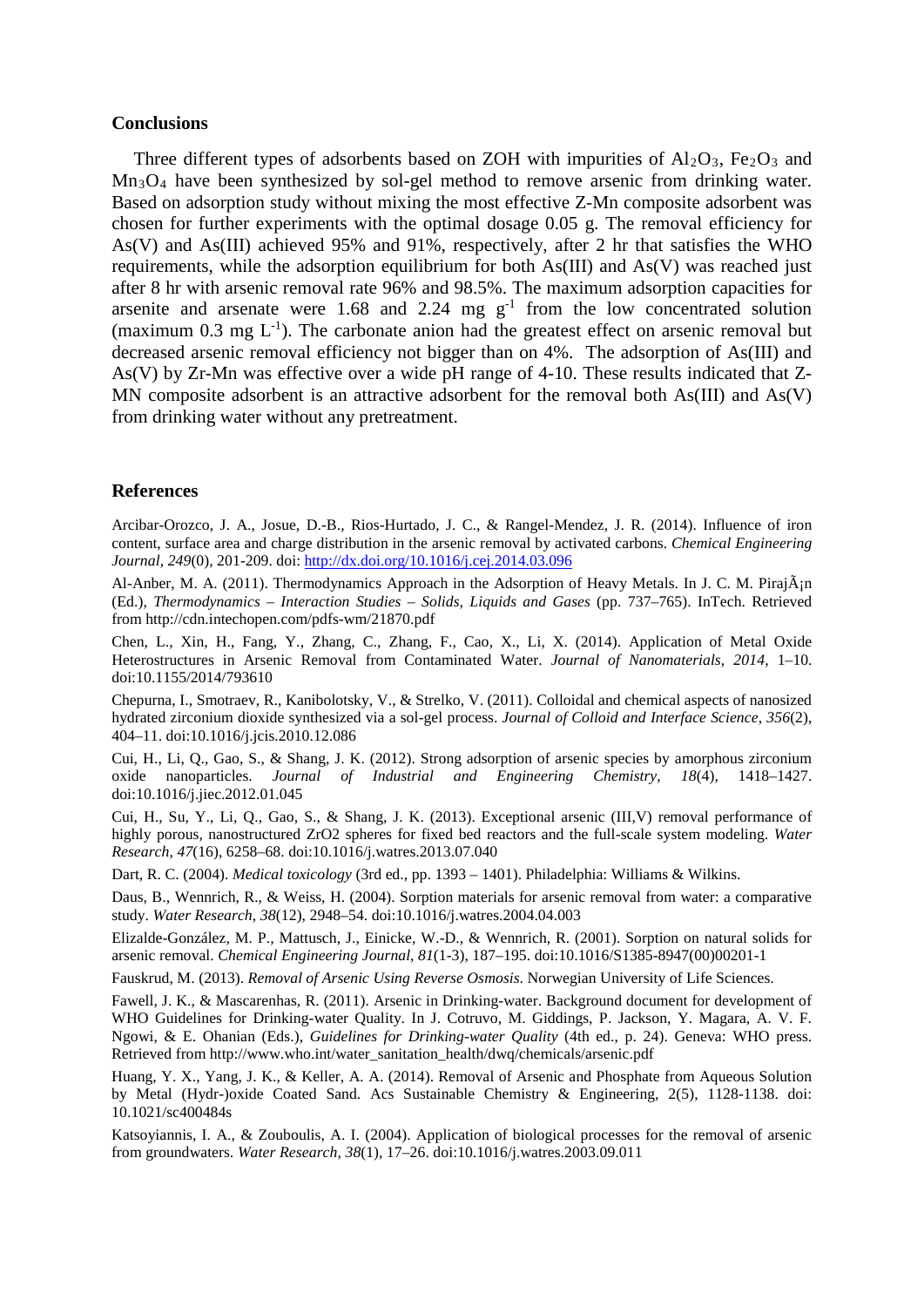## Conclusions

Three different types of adsorbents based on ZOH with impurities of $Al_2O_3$, $Fe_2O_3$ and $Mn_3O_4$ have been synthesized by sol-gel method to remove arsenic from drinking water. Based on adsorption study without mixing the most effective Z-Mn composite adsorbent was chosen for further experiments with the optimal dosage 0.05 g. The removal efficiency for As(V) and As(III) achieved 95% and 91%, respectively, after 2 hr that satisfies the WHO requirements, while the adsorption equilibrium for both As(III) and As(V) was reached just after 8 hr with arsenic removal rate 96% and 98.5%. The maximum adsorption capacities for arsenite and arsenate were 1.68 and 2.24 mg $g^{-1}$ from the low concentrated solution (maximum 0.3 mg $L^{-1}$). The carbonate anion had the greatest effect on arsenic removal but decreased arsenic removal efficiency not bigger than on 4%. The adsorption of As(III) and As(V) by Zr-Mn was effective over a wide pH range of 4-10. These results indicated that Z-MN composite adsorbent is an attractive adsorbent for the removal both As(III) and As(V) from drinking water without any pretreatment.

## References

Arcibar-Orozco, J. A., Josue, D.-B., Rios-Hurtado, J. C., & Rangel-Mendez, J. R. (2014). Influence of iron content, surface area and charge distribution in the arsenic removal by activated carbons. *Chemical Engineering Journal*, *249*(0), 201-209. doi: http://dx.doi.org/10.1016/j.cej.2014.03.096

Al-Anber, M. A. (2011). Thermodynamics Approach in the Adsorption of Heavy Metals. In J. C. M. PirajÃ¡n (Ed.), *Thermodynamics – Interaction Studies – Solids, Liquids and Gases* (pp. 737–765). InTech. Retrieved from http://cdn.intechopen.com/pdfs-wm/21870.pdf

Chen, L., Xin, H., Fang, Y., Zhang, C., Zhang, F., Cao, X., Li, X. (2014). Application of Metal Oxide Heterostructures in Arsenic Removal from Contaminated Water. *Journal of Nanomaterials*, *2014*, 1–10. doi:10.1155/2014/793610

Chepurna, I., Smotraev, R., Kanibolotsky, V., & Strelko, V. (2011). Colloidal and chemical aspects of nanosized hydrated zirconium dioxide synthesized via a sol-gel process. *Journal of Colloid and Interface Science*, *356*(2), 404–11. doi:10.1016/j.jcis.2010.12.086

Cui, H., Li, Q., Gao, S., & Shang, J. K. (2012). Strong adsorption of arsenic species by amorphous zirconium oxide nanoparticles. *Journal of Industrial and Engineering Chemistry*, *18*(4), 1418–1427. doi:10.1016/j.jiec.2012.01.045

Cui, H., Su, Y., Li, Q., Gao, S., & Shang, J. K. (2013). Exceptional arsenic (III,V) removal performance of highly porous, nanostructured ZrO2 spheres for fixed bed reactors and the full-scale system modeling. *Water Research*, *47*(16), 6258–68. doi:10.1016/j.watres.2013.07.040

Dart, R. C. (2004). *Medical toxicology* (3rd ed., pp. 1393 – 1401). Philadelphia: Williams & Wilkins.

Daus, B., Wennrich, R., & Weiss, H. (2004). Sorption materials for arsenic removal from water: a comparative study. *Water Research*, *38*(12), 2948–54. doi:10.1016/j.watres.2004.04.003

Elizalde-González, M. P., Mattusch, J., Einicke, W.-D., & Wennrich, R. (2001). Sorption on natural solids for arsenic removal. *Chemical Engineering Journal*, *81*(1-3), 187–195. doi:10.1016/S1385-8947(00)00201-1

Fauskrud, M. (2013). *Removal of Arsenic Using Reverse Osmosis*. Norwegian University of Life Sciences.

Fawell, J. K., & Mascarenhas, R. (2011). Arsenic in Drinking-water. Background document for development of WHO Guidelines for Drinking-water Quality. In J. Cotruvo, M. Giddings, P. Jackson, Y. Magara, A. V. F. Ngowi, & E. Ohanian (Eds.), *Guidelines for Drinking-water Quality* (4th ed., p. 24). Geneva: WHO press. Retrieved from http://www.who.int/water_sanitation_health/dwq/chemicals/arsenic.pdf

Huang, Y. X., Yang, J. K., & Keller, A. A. (2014). Removal of Arsenic and Phosphate from Aqueous Solution by Metal (Hydr-)oxide Coated Sand. Acs Sustainable Chemistry & Engineering, 2(5), 1128-1138. doi: 10.1021/sc400484s

Katsoyiannis, I. A., & Zouboulis, A. I. (2004). Application of biological processes for the removal of arsenic from groundwaters. *Water Research*, *38*(1), 17–26. doi:10.1016/j.watres.2003.09.011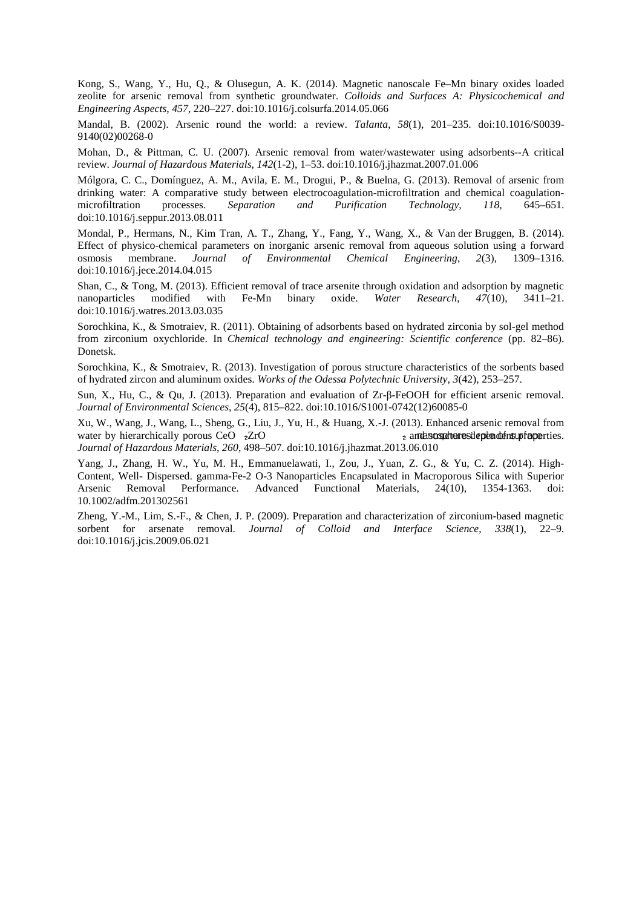Kong, S., Wang, Y., Hu, Q., & Olusegun, A. K. (2014). Magnetic nanoscale Fe–Mn binary oxides loaded zeolite for arsenic removal from synthetic groundwater. *Colloids and Surfaces A: Physicochemical and Engineering Aspects*, *457*, 220–227. doi:10.1016/j.colsurfa.2014.05.066

Mandal, B. (2002). Arsenic round the world: a review. *Talanta*, *58*(1), 201–235. doi:10.1016/S0039-9140(02)00268-0

Mohan, D., & Pittman, C. U. (2007). Arsenic removal from water/wastewater using adsorbents--A critical review. *Journal of Hazardous Materials*, *142*(1-2), 1–53. doi:10.1016/j.jhazmat.2007.01.006

Mólgora, C. C., Domínguez, A. M., Avila, E. M., Drogui, P., & Buelna, G. (2013). Removal of arsenic from drinking water: A comparative study between electrocoagulation-microfiltration and chemical coagulation-microfiltration processes. *Separation and Purification Technology*, *118*, 645–651. doi:10.1016/j.seppur.2013.08.011

Mondal, P., Hermans, N., Kim Tran, A. T., Zhang, Y., Fang, Y., Wang, X., & Van der Bruggen, B. (2014). Effect of physico-chemical parameters on inorganic arsenic removal from aqueous solution using a forward osmosis membrane. *Journal of Environmental Chemical Engineering*, *2*(3), 1309–1316. doi:10.1016/j.jece.2014.04.015

Shan, C., & Tong, M. (2013). Efficient removal of trace arsenite through oxidation and adsorption by magnetic nanoparticles modified with Fe-Mn binary oxide. *Water Research*, *47*(10), 3411–21. doi:10.1016/j.watres.2013.03.035

Sorochkina, K., & Smotraiev, R. (2011). Obtaining of adsorbents based on hydrated zirconia by sol-gel method from zirconium oxychloride. In *Chemical technology and engineering: Scientific conference* (pp. 82–86). Donetsk.

Sorochkina, K., & Smotraiev, R. (2013). Investigation of porous structure characteristics of the sorbents based of hydrated zircon and aluminum oxides. *Works of the Odessa Polytechnic University*, *3*(42), 253–257.

Sun, X., Hu, C., & Qu, J. (2013). Preparation and evaluation of Zr-β-FeOOH for efficient arsenic removal. *Journal of Environmental Sciences*, *25*(4), 815–822. doi:10.1016/S1001-0742(12)60085-0

Xu, W., Wang, J., Wang, L., Sheng, G., Liu, J., Yu, H., & Huang, X.-J. (2013). Enhanced arsenic removal from water by hierarchically porous $CeO_2$-$ZrO_2$ nanospheres: role of surface- and structure-dependent properties. *Journal of Hazardous Materials*, *260*, 498–507. doi:10.1016/j.jhazmat.2013.06.010

Yang, J., Zhang, H. W., Yu, M. H., Emmanuelawati, I., Zou, J., Yuan, Z. G., & Yu, C. Z. (2014). High-Content, Well- Dispersed. gamma-Fe-2 O-3 Nanoparticles Encapsulated in Macroporous Silica with Superior Arsenic Removal Performance. Advanced Functional Materials, 24(10), 1354-1363. doi: 10.1002/adfm.201302561

Zheng, Y.-M., Lim, S.-F., & Chen, J. P. (2009). Preparation and characterization of zirconium-based magnetic sorbent for arsenate removal. *Journal of Colloid and Interface Science*, *338*(1), 22–9. doi:10.1016/j.jcis.2009.06.021